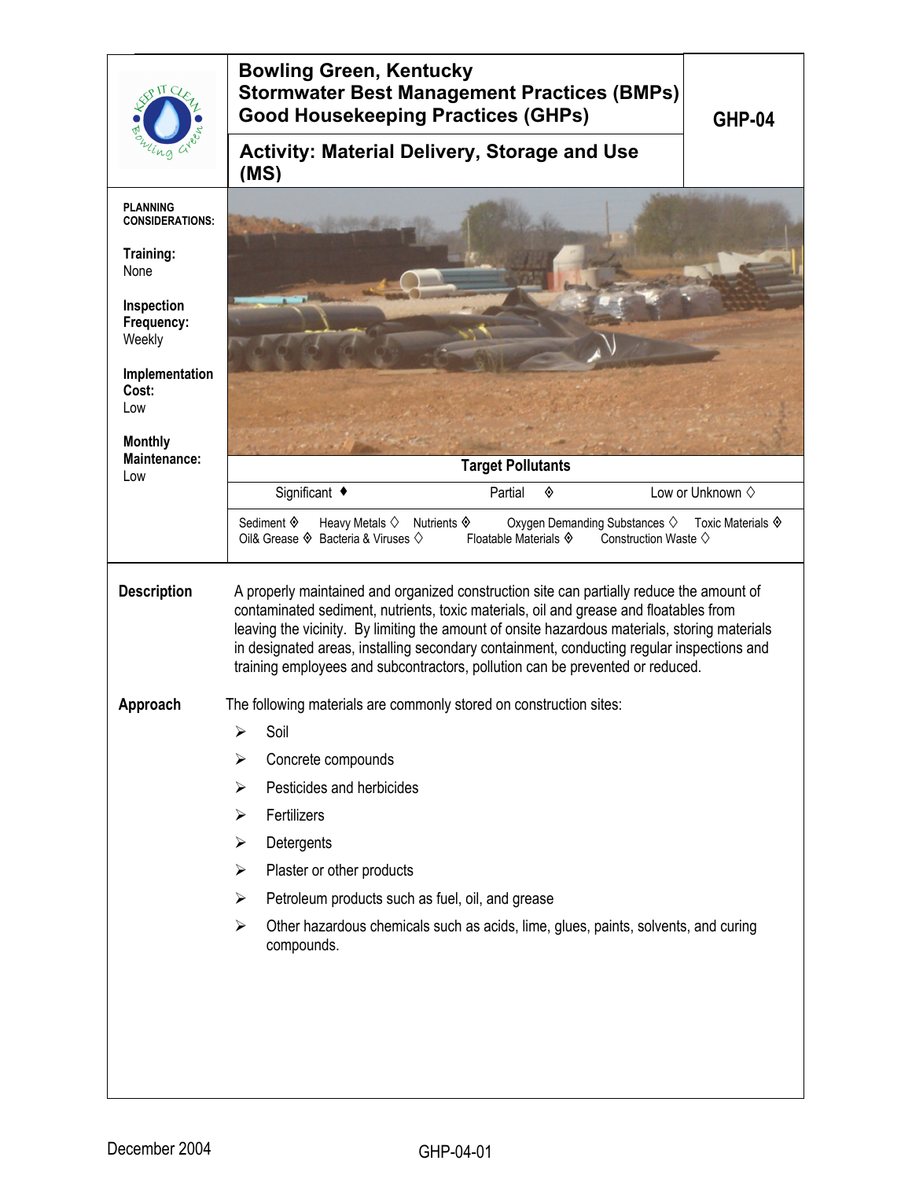# Bowling Green, Kentucky
## Stormwater Best Management Practices (BMPs)
## Good Housekeeping Practices (GHPs)

**GHP-04**

## Activity: Material Delivery, Storage and Use (MS)

**PLANNING CONSIDERATIONS:**

**Training:**
None

**Inspection Frequency:**
Weekly

**Implementation Cost:**
Low

**Monthly Maintenance:**
Low

**Target Pollutants**

| Significant ♦ | Partial ◈ | Low or Unknown ◊ |
|---|---|---|

Sediment ◈ Heavy Metals ◊ Nutrients ◈ Oxygen Demanding Substances ◊ Toxic Materials ◈
Oil& Grease ◈ Bacteria & Viruses ◊ Floatable Materials ◈ Construction Waste ◊

**Description**

A properly maintained and organized construction site can partially reduce the amount of contaminated sediment, nutrients, toxic materials, oil and grease and floatables from leaving the vicinity. By limiting the amount of onsite hazardous materials, storing materials in designated areas, installing secondary containment, conducting regular inspections and training employees and subcontractors, pollution can be prevented or reduced.

**Approach**

The following materials are commonly stored on construction sites:

- Soil
- Concrete compounds
- Pesticides and herbicides
- Fertilizers
- Detergents
- Plaster or other products
- Petroleum products such as fuel, oil, and grease
- Other hazardous chemicals such as acids, lime, glues, paints, solvents, and curing compounds.

December 2004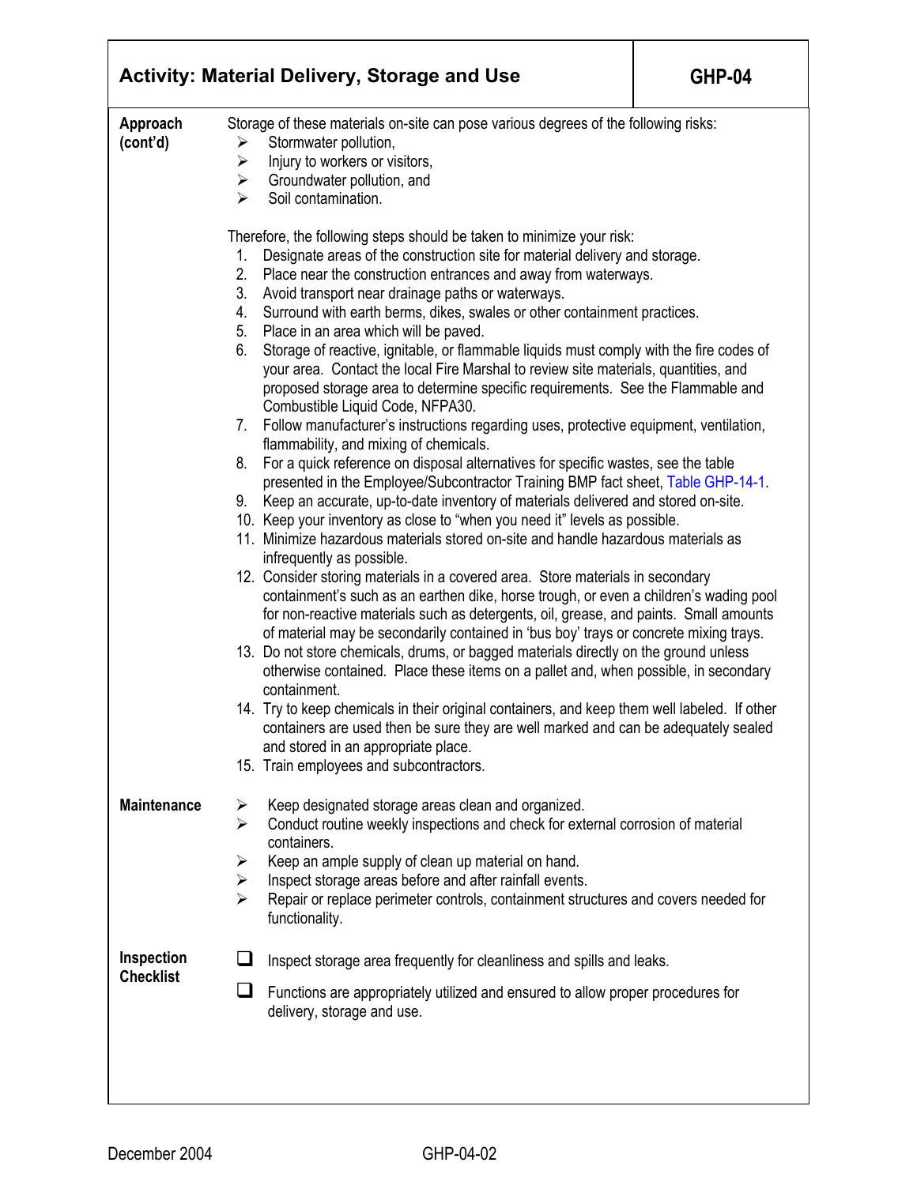## Activity: Material Delivery, Storage and Use — GHP-04

**Approach (cont'd)**

Storage of these materials on-site can pose various degrees of the following risks:

- Stormwater pollution,
- Injury to workers or visitors,
- Groundwater pollution, and
- Soil contamination.

Therefore, the following steps should be taken to minimize your risk:

1. Designate areas of the construction site for material delivery and storage.
2. Place near the construction entrances and away from waterways.
3. Avoid transport near drainage paths or waterways.
4. Surround with earth berms, dikes, swales or other containment practices.
5. Place in an area which will be paved.
6. Storage of reactive, ignitable, or flammable liquids must comply with the fire codes of your area. Contact the local Fire Marshal to review site materials, quantities, and proposed storage area to determine specific requirements. See the Flammable and Combustible Liquid Code, NFPA30.
7. Follow manufacturer's instructions regarding uses, protective equipment, ventilation, flammability, and mixing of chemicals.
8. For a quick reference on disposal alternatives for specific wastes, see the table presented in the Employee/Subcontractor Training BMP fact sheet, Table GHP-14-1.
9. Keep an accurate, up-to-date inventory of materials delivered and stored on-site.
10. Keep your inventory as close to "when you need it" levels as possible.
11. Minimize hazardous materials stored on-site and handle hazardous materials as infrequently as possible.
12. Consider storing materials in a covered area. Store materials in secondary containment's such as an earthen dike, horse trough, or even a children's wading pool for non-reactive materials such as detergents, oil, grease, and paints. Small amounts of material may be secondarily contained in 'bus boy' trays or concrete mixing trays.
13. Do not store chemicals, drums, or bagged materials directly on the ground unless otherwise contained. Place these items on a pallet and, when possible, in secondary containment.
14. Try to keep chemicals in their original containers, and keep them well labeled. If other containers are used then be sure they are well marked and can be adequately sealed and stored in an appropriate place.
15. Train employees and subcontractors.

**Maintenance**

- Keep designated storage areas clean and organized.
- Conduct routine weekly inspections and check for external corrosion of material containers.
- Keep an ample supply of clean up material on hand.
- Inspect storage areas before and after rainfall events.
- Repair or replace perimeter controls, containment structures and covers needed for functionality.

**Inspection Checklist**

- [ ] Inspect storage area frequently for cleanliness and spills and leaks.
- [ ] Functions are appropriately utilized and ensured to allow proper procedures for delivery, storage and use.